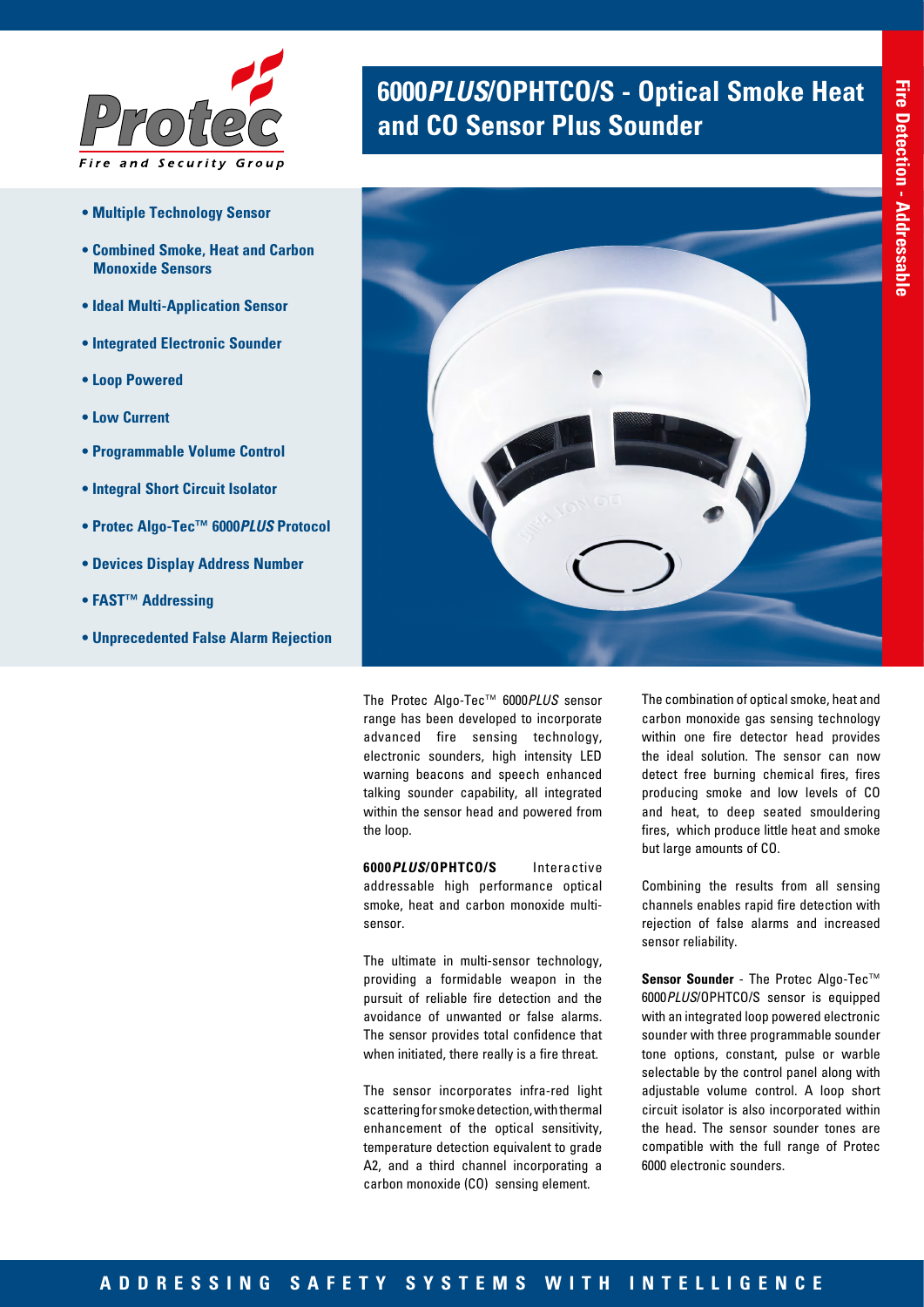# 6000*PLUS*/OPHTCO/S - Optical Smoke Heat and CO Sensor Plus Sounder

Fire Detection - Addressable

- **Multiple Technology Sensor**
- **Combined Smoke, Heat and Carbon Monoxide Sensors**
- **Ideal Multi-Application Sensor**
- **Integrated Electronic Sounder**
- **Loop Powered**
- **Low Current**
- **Programmable Volume Control**
- **Integral Short Circuit Isolator**
- **Protec Algo-Tec™ 6000*PLUS* Protocol**
- **Devices Display Address Number**
- **FAST™ Addressing**
- **Unprecedented False Alarm Rejection**

The Protec Algo-Tec™ 6000*PLUS* sensor range has been developed to incorporate advanced fire sensing technology, electronic sounders, high intensity LED warning beacons and speech enhanced talking sounder capability, all integrated within the sensor head and powered from the loop.

**6000*PLUS*/OPHTCO/S** Interactive addressable high performance optical smoke, heat and carbon monoxide multi-sensor.

The ultimate in multi-sensor technology, providing a formidable weapon in the pursuit of reliable fire detection and the avoidance of unwanted or false alarms. The sensor provides total confidence that when initiated, there really is a fire threat.

The sensor incorporates infra-red light scattering for smoke detection, with thermal enhancement of the optical sensitivity, temperature detection equivalent to grade A2, and a third channel incorporating a carbon monoxide (CO) sensing element.

The combination of optical smoke, heat and carbon monoxide gas sensing technology within one fire detector head provides the ideal solution. The sensor can now detect free burning chemical fires, fires producing smoke and low levels of CO and heat, to deep seated smouldering fires, which produce little heat and smoke but large amounts of CO.

Combining the results from all sensing channels enables rapid fire detection with rejection of false alarms and increased sensor reliability.

**Sensor Sounder** - The Protec Algo-Tec™ 6000*PLUS*/OPHTCO/S sensor is equipped with an integrated loop powered electronic sounder with three programmable sounder tone options, constant, pulse or warble selectable by the control panel along with adjustable volume control. A loop short circuit isolator is also incorporated within the head. The sensor sounder tones are compatible with the full range of Protec 6000 electronic sounders.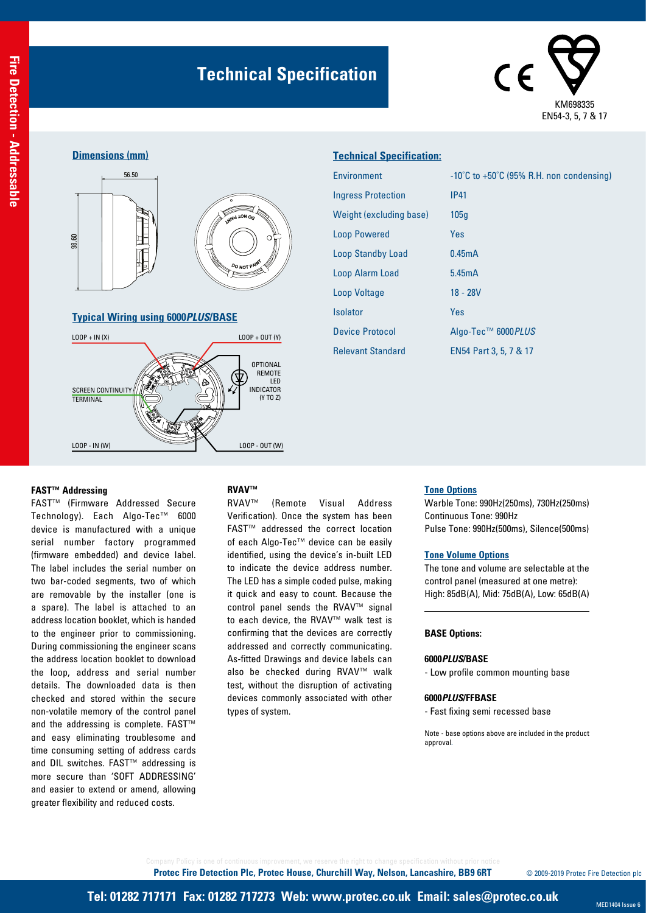# Technical Specification

KM698335
EN54-3, 5, 7 & 17

## Dimensions (mm)

56.50

98.60

DO NOT PAINT

## Typical Wiring using 6000*PLUS*/BASE

LOOP + IN (X)

LOOP + OUT (Y)

OPTIONAL REMOTE LED INDICATOR (Y TO Z)

SCREEN CONTINUITY TERMINAL

LOOP - IN (W)

LOOP - OUT (W)

## Technical Specification:

| | |
|---|---|
| Environment | -10°C to +50°C (95% R.H. non condensing) |
| Ingress Protection | IP41 |
| Weight (excluding base) | 105g |
| Loop Powered | Yes |
| Loop Standby Load | 0.45mA |
| Loop Alarm Load | 5.45mA |
| Loop Voltage | 18 - 28V |
| Isolator | Yes |
| Device Protocol | Algo-Tec™ 6000*PLUS* |
| Relevant Standard | EN54 Part 3, 5, 7 & 17 |

### FAST™ Addressing

FAST™ (Firmware Addressed Secure Technology). Each Algo-Tec™ 6000 device is manufactured with a unique serial number factory programmed (firmware embedded) and device label. The label includes the serial number on two bar-coded segments, two of which are removable by the installer (one is a spare). The label is attached to an address location booklet, which is handed to the engineer prior to commissioning. During commissioning the engineer scans the address location booklet to download the loop, address and serial number details. The downloaded data is then checked and stored within the secure non-volatile memory of the control panel and the addressing is complete. FAST™ and easy eliminating troublesome and time consuming setting of address cards and DIL switches. FAST™ addressing is more secure than 'SOFT ADDRESSING' and easier to extend or amend, allowing greater flexibility and reduced costs.

### RVAV™

RVAV™ (Remote Visual Address Verification). Once the system has been FAST™ addressed the correct location of each Algo-Tec™ device can be easily identified, using the device's in-built LED to indicate the device address number. The LED has a simple coded pulse, making it quick and easy to count. Because the control panel sends the RVAV™ signal to each device, the RVAV™ walk test is confirming that the devices are correctly addressed and correctly communicating. As-fitted Drawings and device labels can also be checked during RVAV™ walk test, without the disruption of activating devices commonly associated with other types of system.

### Tone Options

Warble Tone: 990Hz(250ms), 730Hz(250ms)
Continuous Tone: 990Hz
Pulse Tone: 990Hz(500ms), Silence(500ms)

### Tone Volume Options

The tone and volume are selectable at the control panel (measured at one metre):
High: 85dB(A), Mid: 75dB(A), Low: 65dB(A)

### BASE Options:

**6000*PLUS*/BASE**
- Low profile common mounting base

**6000*PLUS*/FFBASE**
- Fast fixing semi recessed base

Note - base options above are included in the product approval.

Company Policy is one of continuous improvement, we reserve the right to change specification without prior notice

**Protec Fire Detection Plc, Protec House, Churchill Way, Nelson, Lancashire, BB9 6RT**

© 2009-2019 Protec Fire Detection plc

**Tel: 01282 717171 Fax: 01282 717273 Web: www.protec.co.uk Email: sales@protec.co.uk**

MED1404 Issue 6